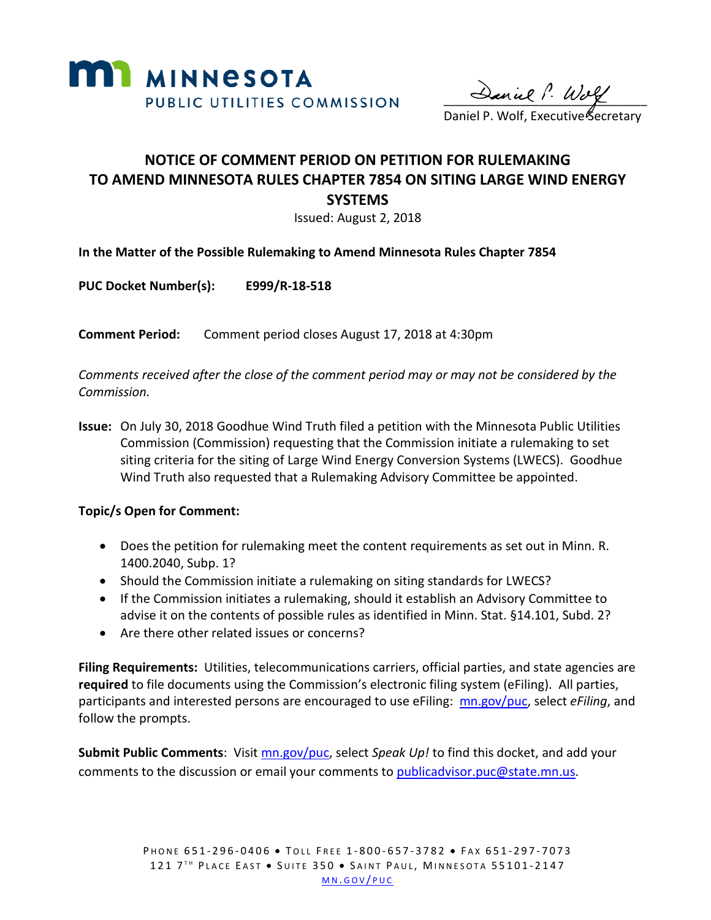MINNESOTA PUBLIC UTILITIES COMMISSION

Daniel P. Wolf, Executive Secretary

# NOTICE OF COMMENT PERIOD ON PETITION FOR RULEMAKING TO AMEND MINNESOTA RULES CHAPTER 7854 ON SITING LARGE WIND ENERGY SYSTEMS

Issued: August 2, 2018

**In the Matter of the Possible Rulemaking to Amend Minnesota Rules Chapter 7854**

**PUC Docket Number(s):** **E999/R-18-518**

**Comment Period:** Comment period closes August 17, 2018 at 4:30pm

*Comments received after the close of the comment period may or may not be considered by the Commission.*

**Issue:** On July 30, 2018 Goodhue Wind Truth filed a petition with the Minnesota Public Utilities Commission (Commission) requesting that the Commission initiate a rulemaking to set siting criteria for the siting of Large Wind Energy Conversion Systems (LWECS). Goodhue Wind Truth also requested that a Rulemaking Advisory Committee be appointed.

**Topic/s Open for Comment:**

- Does the petition for rulemaking meet the content requirements as set out in Minn. R. 1400.2040, Subp. 1?
- Should the Commission initiate a rulemaking on siting standards for LWECS?
- If the Commission initiates a rulemaking, should it establish an Advisory Committee to advise it on the contents of possible rules as identified in Minn. Stat. §14.101, Subd. 2?
- Are there other related issues or concerns?

**Filing Requirements:** Utilities, telecommunications carriers, official parties, and state agencies are **required** to file documents using the Commission's electronic filing system (eFiling). All parties, participants and interested persons are encouraged to use eFiling: mn.gov/puc, select *eFiling*, and follow the prompts.

**Submit Public Comments**: Visit mn.gov/puc, select *Speak Up!* to find this docket, and add your comments to the discussion or email your comments to publicadvisor.puc@state.mn.us.

PHONE 651-296-0406 • TOLL FREE 1-800-657-3782 • FAX 651-297-7073
121 7TH PLACE EAST • SUITE 350 • SAINT PAUL, MINNESOTA 55101-2147
MN.GOV/PUC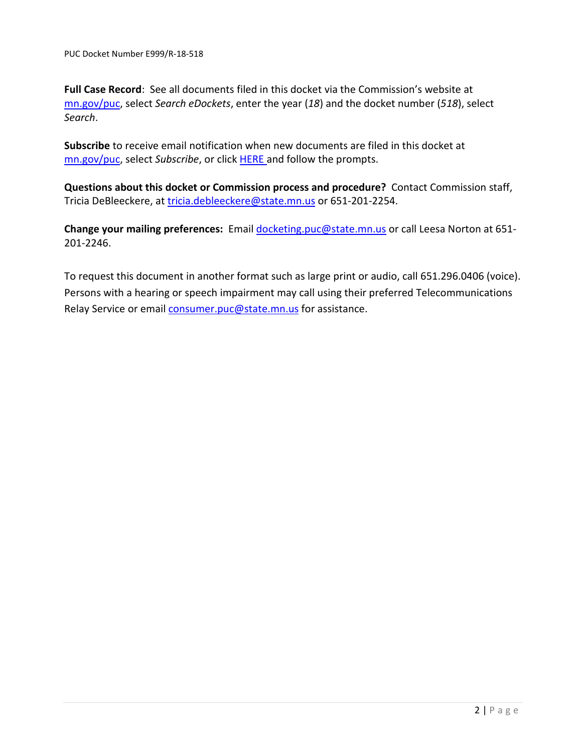**Full Case Record**: See all documents filed in this docket via the Commission's website at mn.gov/puc, select *Search eDockets*, enter the year (*18*) and the docket number (*518*), select *Search*.

**Subscribe** to receive email notification when new documents are filed in this docket at mn.gov/puc, select *Subscribe*, or click HERE and follow the prompts.

**Questions about this docket or Commission process and procedure?** Contact Commission staff, Tricia DeBleeckere, at tricia.debleeckere@state.mn.us or 651-201-2254.

**Change your mailing preferences:** Email docketing.puc@state.mn.us or call Leesa Norton at 651-201-2246.

To request this document in another format such as large print or audio, call 651.296.0406 (voice). Persons with a hearing or speech impairment may call using their preferred Telecommunications Relay Service or email consumer.puc@state.mn.us for assistance.